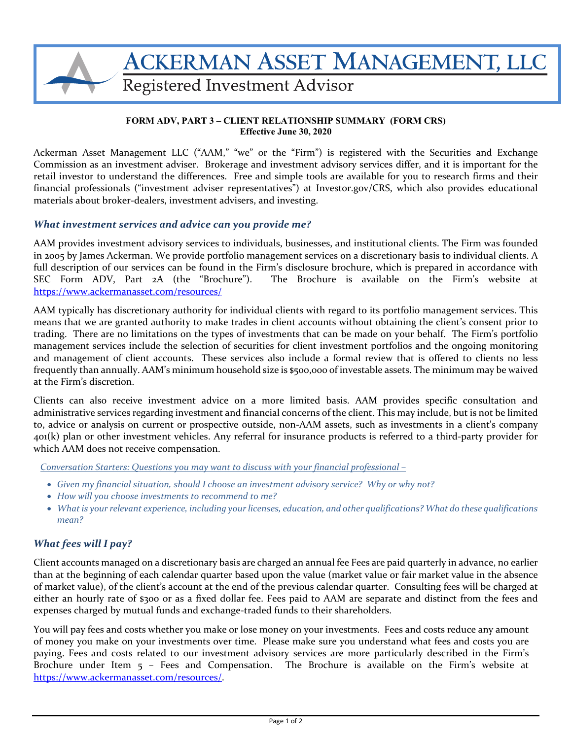# ACKERMAN ASSET MANAGEMENT, LLC

Registered Investment Advisor

**FORM ADV, PART 3 – CLIENT RELATIONSHIP SUMMARY (FORM CRS)**
**Effective June 30, 2020**

Ackerman Asset Management LLC ("AAM," "we" or the "Firm") is registered with the Securities and Exchange Commission as an investment adviser. Brokerage and investment advisory services differ, and it is important for the retail investor to understand the differences. Free and simple tools are available for you to research firms and their financial professionals ("investment adviser representatives") at Investor.gov/CRS, which also provides educational materials about broker-dealers, investment advisers, and investing.

## *What investment services and advice can you provide me?*

AAM provides investment advisory services to individuals, businesses, and institutional clients. The Firm was founded in 2005 by James Ackerman. We provide portfolio management services on a discretionary basis to individual clients. A full description of our services can be found in the Firm's disclosure brochure, which is prepared in accordance with SEC Form ADV, Part 2A (the "Brochure"). The Brochure is available on the Firm's website at https://www.ackermanasset.com/resources/

AAM typically has discretionary authority for individual clients with regard to its portfolio management services. This means that we are granted authority to make trades in client accounts without obtaining the client's consent prior to trading. There are no limitations on the types of investments that can be made on your behalf. The Firm's portfolio management services include the selection of securities for client investment portfolios and the ongoing monitoring and management of client accounts. These services also include a formal review that is offered to clients no less frequently than annually. AAM's minimum household size is $500,000 of investable assets. The minimum may be waived at the Firm's discretion.

Clients can also receive investment advice on a more limited basis. AAM provides specific consultation and administrative services regarding investment and financial concerns of the client. This may include, but is not be limited to, advice or analysis on current or prospective outside, non-AAM assets, such as investments in a client's company 401(k) plan or other investment vehicles. Any referral for insurance products is referred to a third-party provider for which AAM does not receive compensation.

*Conversation Starters: Questions you may want to discuss with your financial professional –*

- *Given my financial situation, should I choose an investment advisory service? Why or why not?*
- *How will you choose investments to recommend to me?*
- *What is your relevant experience, including your licenses, education, and other qualifications? What do these qualifications mean?*

## *What fees will I pay?*

Client accounts managed on a discretionary basis are charged an annual fee Fees are paid quarterly in advance, no earlier than at the beginning of each calendar quarter based upon the value (market value or fair market value in the absence of market value), of the client's account at the end of the previous calendar quarter. Consulting fees will be charged at either an hourly rate of $300 or as a fixed dollar fee. Fees paid to AAM are separate and distinct from the fees and expenses charged by mutual funds and exchange-traded funds to their shareholders.

You will pay fees and costs whether you make or lose money on your investments. Fees and costs reduce any amount of money you make on your investments over time. Please make sure you understand what fees and costs you are paying. Fees and costs related to our investment advisory services are more particularly described in the Firm's Brochure under Item 5 – Fees and Compensation. The Brochure is available on the Firm's website at https://www.ackermanasset.com/resources/.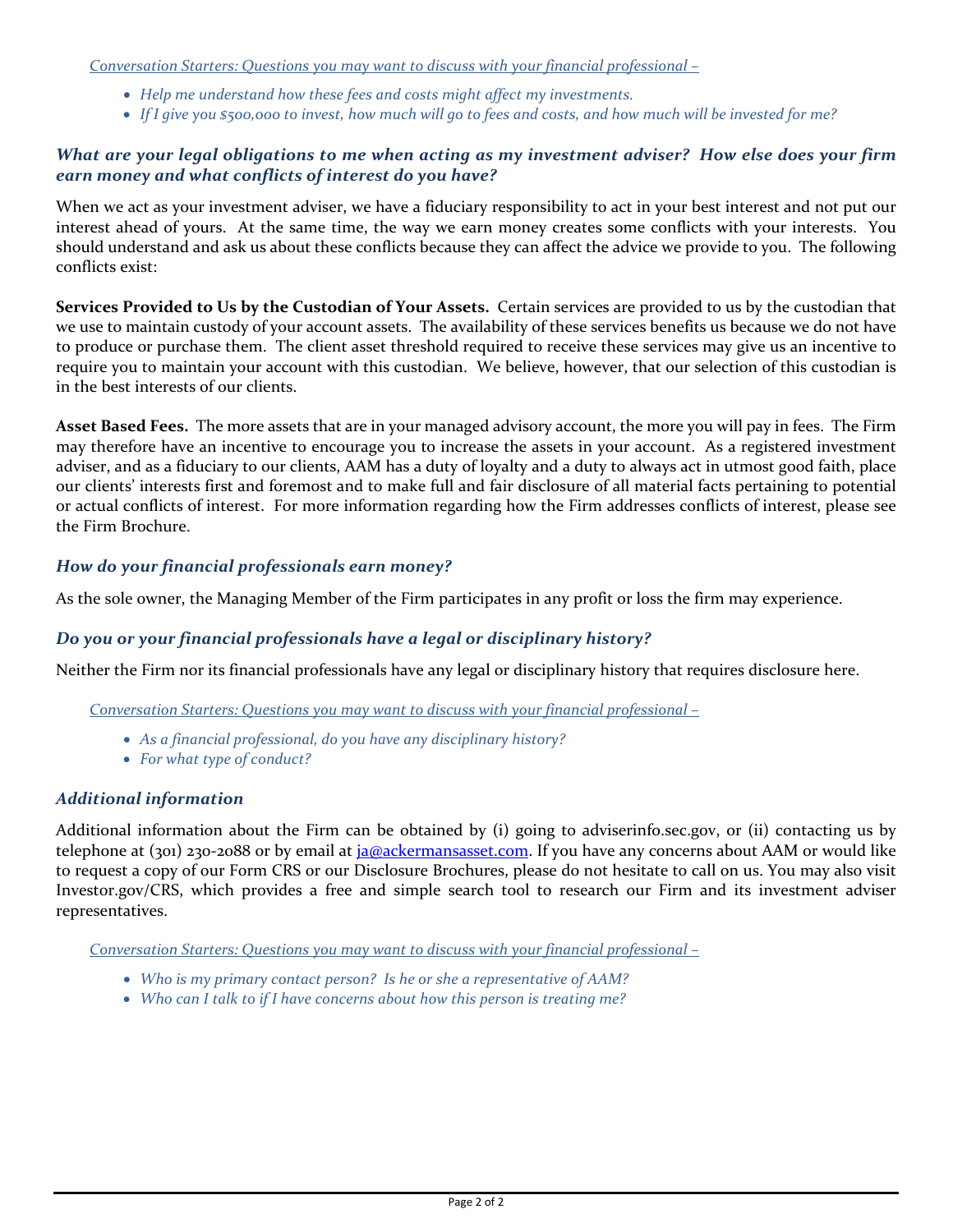*Conversation Starters: Questions you may want to discuss with your financial professional –*

- *Help me understand how these fees and costs might affect my investments.*
- *If I give you $500,000 to invest, how much will go to fees and costs, and how much will be invested for me?*

### *What are your legal obligations to me when acting as my investment adviser? How else does your firm earn money and what conflicts of interest do you have?*

When we act as your investment adviser, we have a fiduciary responsibility to act in your best interest and not put our interest ahead of yours. At the same time, the way we earn money creates some conflicts with your interests. You should understand and ask us about these conflicts because they can affect the advice we provide to you. The following conflicts exist:

**Services Provided to Us by the Custodian of Your Assets.** Certain services are provided to us by the custodian that we use to maintain custody of your account assets. The availability of these services benefits us because we do not have to produce or purchase them. The client asset threshold required to receive these services may give us an incentive to require you to maintain your account with this custodian. We believe, however, that our selection of this custodian is in the best interests of our clients.

**Asset Based Fees.** The more assets that are in your managed advisory account, the more you will pay in fees. The Firm may therefore have an incentive to encourage you to increase the assets in your account. As a registered investment adviser, and as a fiduciary to our clients, AAM has a duty of loyalty and a duty to always act in utmost good faith, place our clients' interests first and foremost and to make full and fair disclosure of all material facts pertaining to potential or actual conflicts of interest. For more information regarding how the Firm addresses conflicts of interest, please see the Firm Brochure.

### *How do your financial professionals earn money?*

As the sole owner, the Managing Member of the Firm participates in any profit or loss the firm may experience.

### *Do you or your financial professionals have a legal or disciplinary history?*

Neither the Firm nor its financial professionals have any legal or disciplinary history that requires disclosure here.

*Conversation Starters: Questions you may want to discuss with your financial professional –*

- *As a financial professional, do you have any disciplinary history?*
- *For what type of conduct?*

### *Additional information*

Additional information about the Firm can be obtained by (i) going to adviserinfo.sec.gov, or (ii) contacting us by telephone at (301) 230-2088 or by email at ja@ackermansasset.com. If you have any concerns about AAM or would like to request a copy of our Form CRS or our Disclosure Brochures, please do not hesitate to call on us. You may also visit Investor.gov/CRS, which provides a free and simple search tool to research our Firm and its investment adviser representatives.

*Conversation Starters: Questions you may want to discuss with your financial professional –*

- *Who is my primary contact person? Is he or she a representative of AAM?*
- *Who can I talk to if I have concerns about how this person is treating me?*